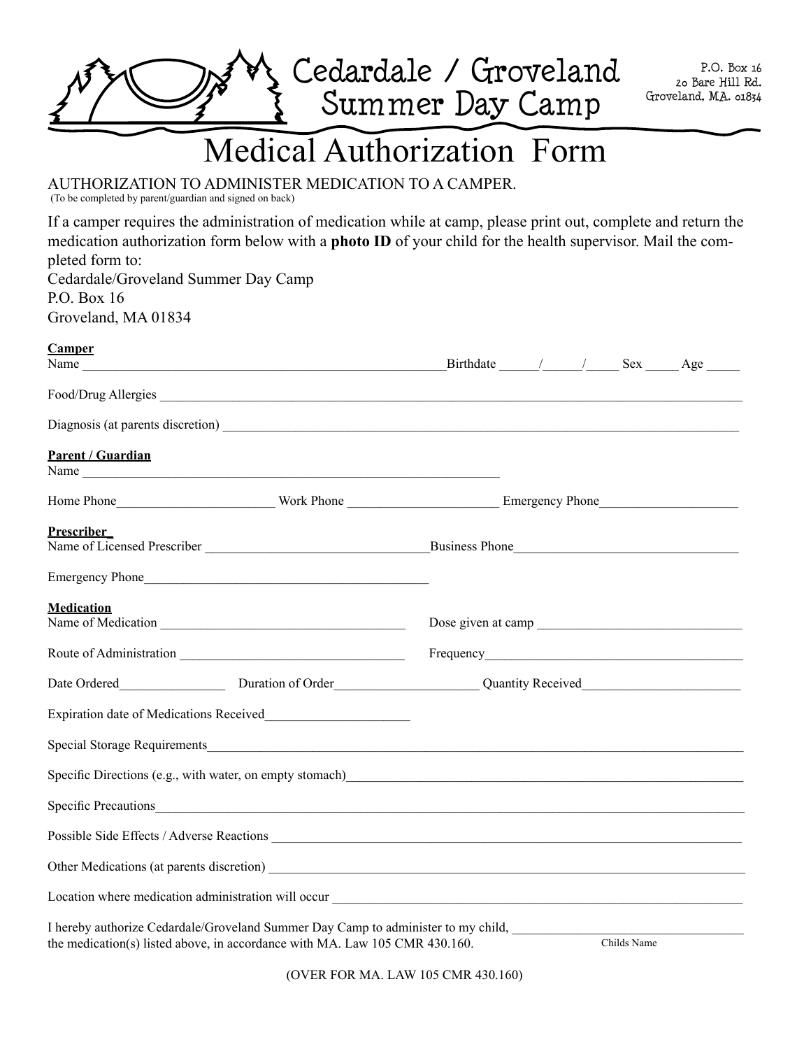# Cedardale / Groveland Summer Day Camp

P.O. Box 16
20 Bare Hill Rd.
Groveland, M.A. 01834

# Medical Authorization Form

AUTHORIZATION TO ADMINISTER MEDICATION TO A CAMPER.
(To be completed by parent/guardian and signed on back)

If a camper requires the administration of medication while at camp, please print out, complete and return the medication authorization form below with a **photo ID** of your child for the health supervisor. Mail the completed form to:
Cedardale/Groveland Summer Day Camp
P.O. Box 16
Groveland, MA 01834

**Camper**
Name ______________________________________________________ Birthdate _____/_____/_____ Sex _____ Age _____

Food/Drug Allergies ____________________________________________________________________________________

Diagnosis (at parents discretion) ______________________________________________________________________

**Parent / Guardian**
Name ______________________________________________________________

Home Phone_______________________ Work Phone ______________________ Emergency Phone____________________

**Prescriber**
Name of Licensed Prescriber _________________________________ Business Phone_________________________________

Emergency Phone___________________________________________

**Medication**
Name of Medication ____________________________________ Dose given at camp _______________________________

Route of Administration __________________________________ Frequency_______________________________________

Date Ordered_______________ Duration of Order____________________ Quantity Received______________________

Expiration date of Medications Received_____________________

Special Storage Requirements____________________________________________________________________________

Specific Directions (e.g., with water, on empty stomach)______________________________________________________

Specific Precautions___________________________________________________________________________________

Possible Side Effects / Adverse Reactions ________________________________________________________________

Other Medications (at parents discretion) _________________________________________________________________

Location where medication administration will occur _______________________________________________________

I hereby authorize Cedardale/Groveland Summer Day Camp to administer to my child, _________________________________
the medication(s) listed above, in accordance with MA. Law 105 CMR 430.160. Childs Name

(OVER FOR MA. LAW 105 CMR 430.160)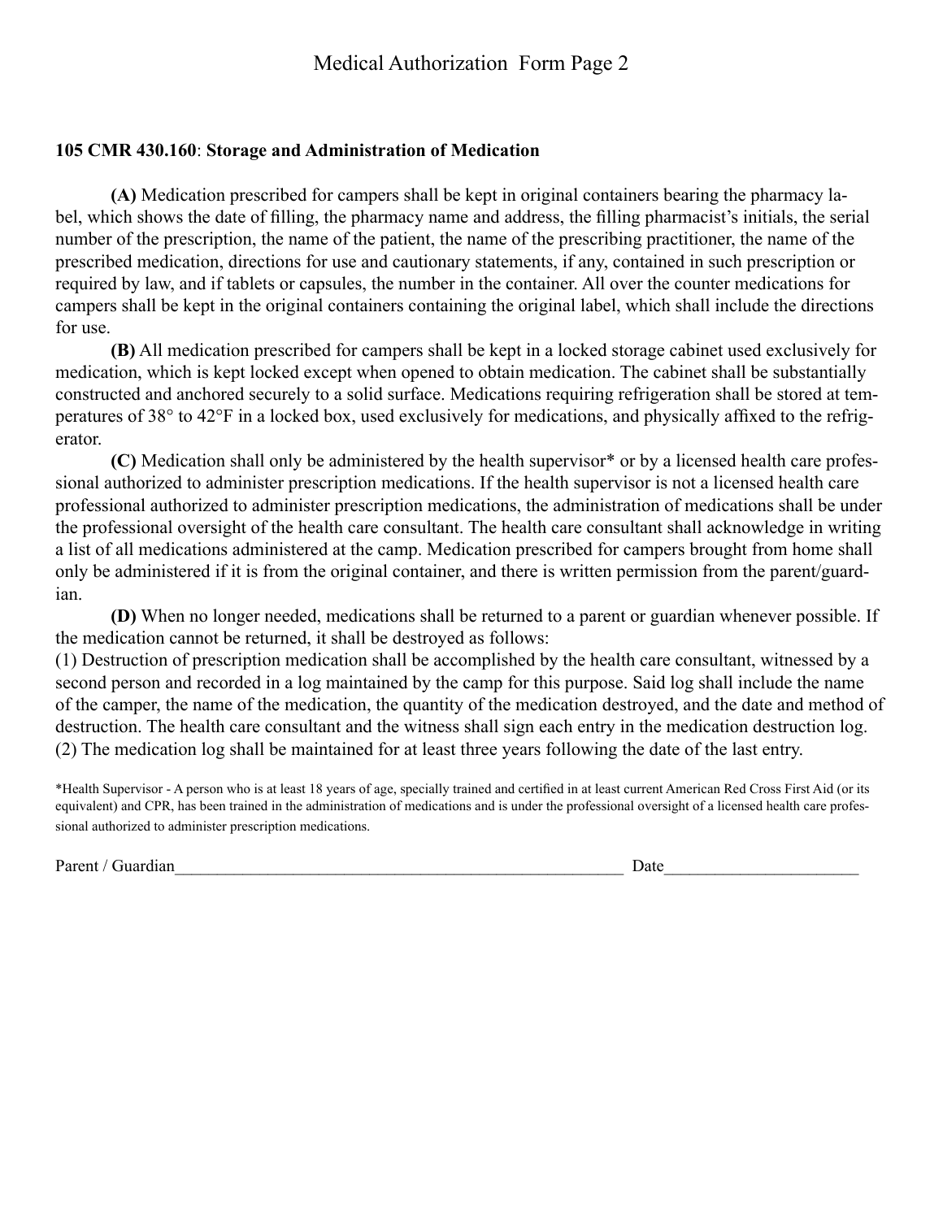# Medical Authorization Form Page 2

**105 CMR 430.160**: **Storage and Administration of Medication**

**(A)** Medication prescribed for campers shall be kept in original containers bearing the pharmacy label, which shows the date of filling, the pharmacy name and address, the filling pharmacist's initials, the serial number of the prescription, the name of the patient, the name of the prescribing practitioner, the name of the prescribed medication, directions for use and cautionary statements, if any, contained in such prescription or required by law, and if tablets or capsules, the number in the container. All over the counter medications for campers shall be kept in the original containers containing the original label, which shall include the directions for use.

**(B)** All medication prescribed for campers shall be kept in a locked storage cabinet used exclusively for medication, which is kept locked except when opened to obtain medication. The cabinet shall be substantially constructed and anchored securely to a solid surface. Medications requiring refrigeration shall be stored at temperatures of 38° to 42°F in a locked box, used exclusively for medications, and physically affixed to the refrigerator.

**(C)** Medication shall only be administered by the health supervisor* or by a licensed health care professional authorized to administer prescription medications. If the health supervisor is not a licensed health care professional authorized to administer prescription medications, the administration of medications shall be under the professional oversight of the health care consultant. The health care consultant shall acknowledge in writing a list of all medications administered at the camp. Medication prescribed for campers brought from home shall only be administered if it is from the original container, and there is written permission from the parent/guardian.

**(D)** When no longer needed, medications shall be returned to a parent or guardian whenever possible. If the medication cannot be returned, it shall be destroyed as follows:

(1) Destruction of prescription medication shall be accomplished by the health care consultant, witnessed by a second person and recorded in a log maintained by the camp for this purpose. Said log shall include the name of the camper, the name of the medication, the quantity of the medication destroyed, and the date and method of destruction. The health care consultant and the witness shall sign each entry in the medication destruction log.

(2) The medication log shall be maintained for at least three years following the date of the last entry.

*Health Supervisor - A person who is at least 18 years of age, specially trained and certified in at least current American Red Cross First Aid (or its equivalent) and CPR, has been trained in the administration of medications and is under the professional oversight of a licensed health care professional authorized to administer prescription medications.

Parent / Guardian_______________________________________________________ Date______________________